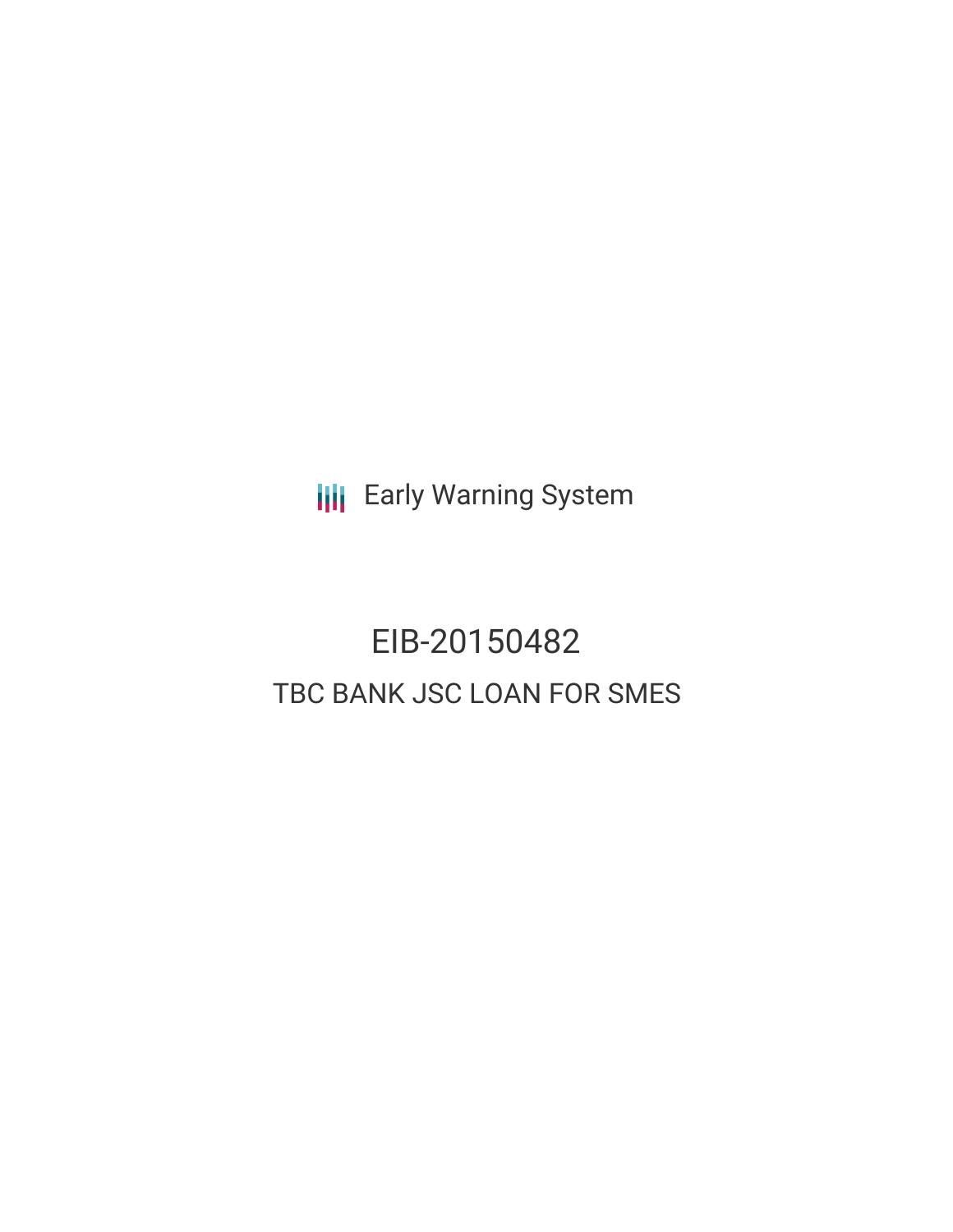Early Warning System

# EIB-20150482

## TBC BANK JSC LOAN FOR SMES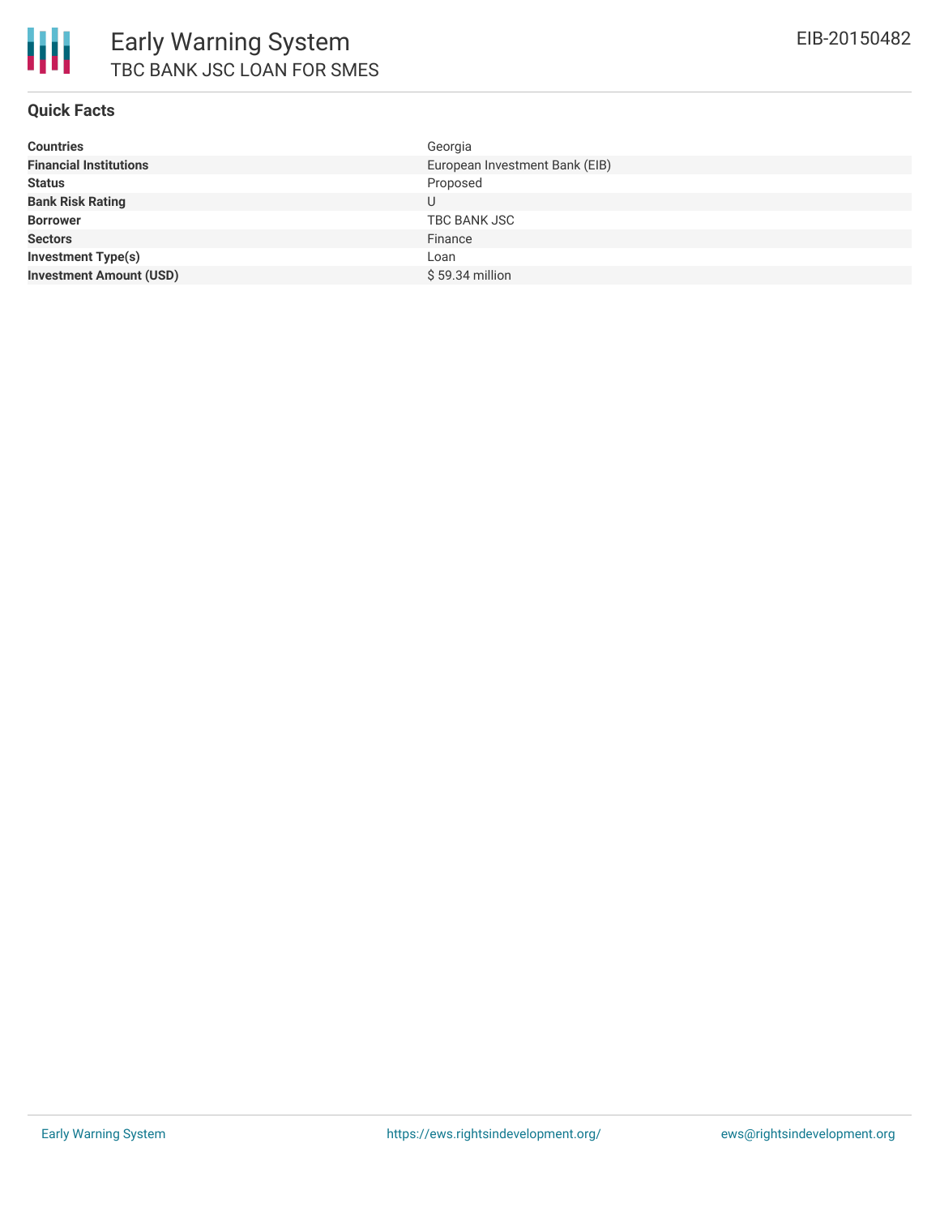# Early Warning System

## TBC BANK JSC LOAN FOR SMES

EIB-20150482

### Quick Facts

| | |
|---|---|
| **Countries** | Georgia |
| **Financial Institutions** | European Investment Bank (EIB) |
| **Status** | Proposed |
| **Bank Risk Rating** | U |
| **Borrower** | TBC BANK JSC |
| **Sectors** | Finance |
| **Investment Type(s)** | Loan |
| **Investment Amount (USD)** | $ 59.34 million |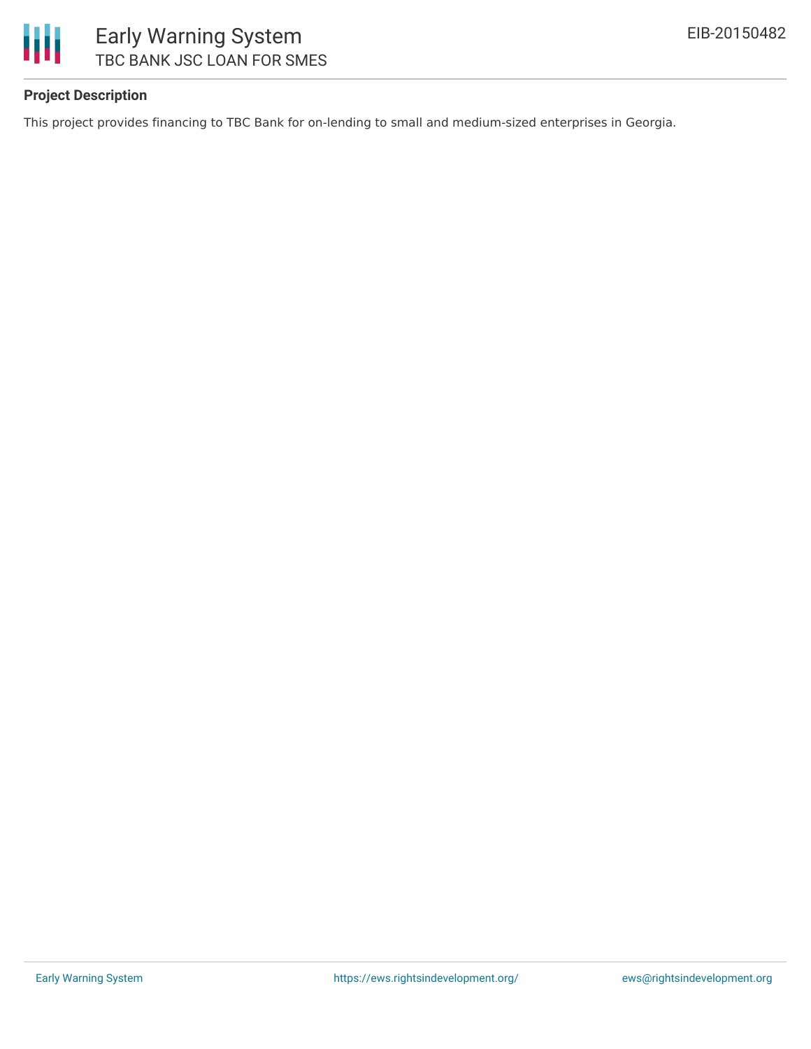**Project Description**

This project provides financing to TBC Bank for on-lending to small and medium-sized enterprises in Georgia.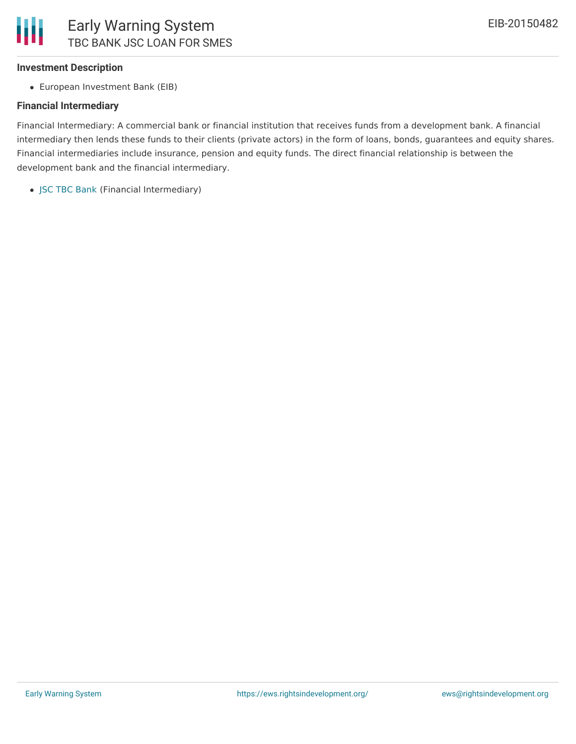### Investment Description

- European Investment Bank (EIB)

### Financial Intermediary

Financial Intermediary: A commercial bank or financial institution that receives funds from a development bank. A financial intermediary then lends these funds to their clients (private actors) in the form of loans, bonds, guarantees and equity shares. Financial intermediaries include insurance, pension and equity funds. The direct financial relationship is between the development bank and the financial intermediary.

- JSC TBC Bank (Financial Intermediary)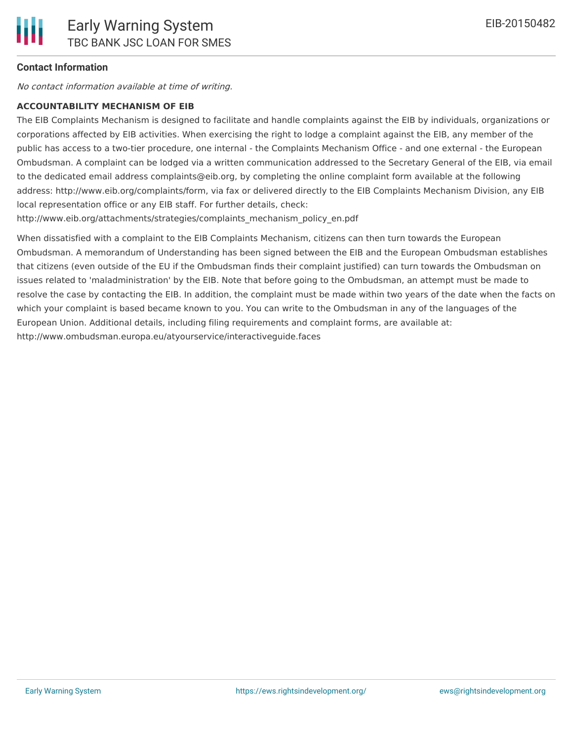## Contact Information

*No contact information available at time of writing.*

**ACCOUNTABILITY MECHANISM OF EIB**

The EIB Complaints Mechanism is designed to facilitate and handle complaints against the EIB by individuals, organizations or corporations affected by EIB activities. When exercising the right to lodge a complaint against the EIB, any member of the public has access to a two-tier procedure, one internal - the Complaints Mechanism Office - and one external - the European Ombudsman. A complaint can be lodged via a written communication addressed to the Secretary General of the EIB, via email to the dedicated email address complaints@eib.org, by completing the online complaint form available at the following address: http://www.eib.org/complaints/form, via fax or delivered directly to the EIB Complaints Mechanism Division, any EIB local representation office or any EIB staff. For further details, check: http://www.eib.org/attachments/strategies/complaints_mechanism_policy_en.pdf

When dissatisfied with a complaint to the EIB Complaints Mechanism, citizens can then turn towards the European Ombudsman. A memorandum of Understanding has been signed between the EIB and the European Ombudsman establishes that citizens (even outside of the EU if the Ombudsman finds their complaint justified) can turn towards the Ombudsman on issues related to 'maladministration' by the EIB. Note that before going to the Ombudsman, an attempt must be made to resolve the case by contacting the EIB. In addition, the complaint must be made within two years of the date when the facts on which your complaint is based became known to you. You can write to the Ombudsman in any of the languages of the European Union. Additional details, including filing requirements and complaint forms, are available at: http://www.ombudsman.europa.eu/atyourservice/interactiveguide.faces